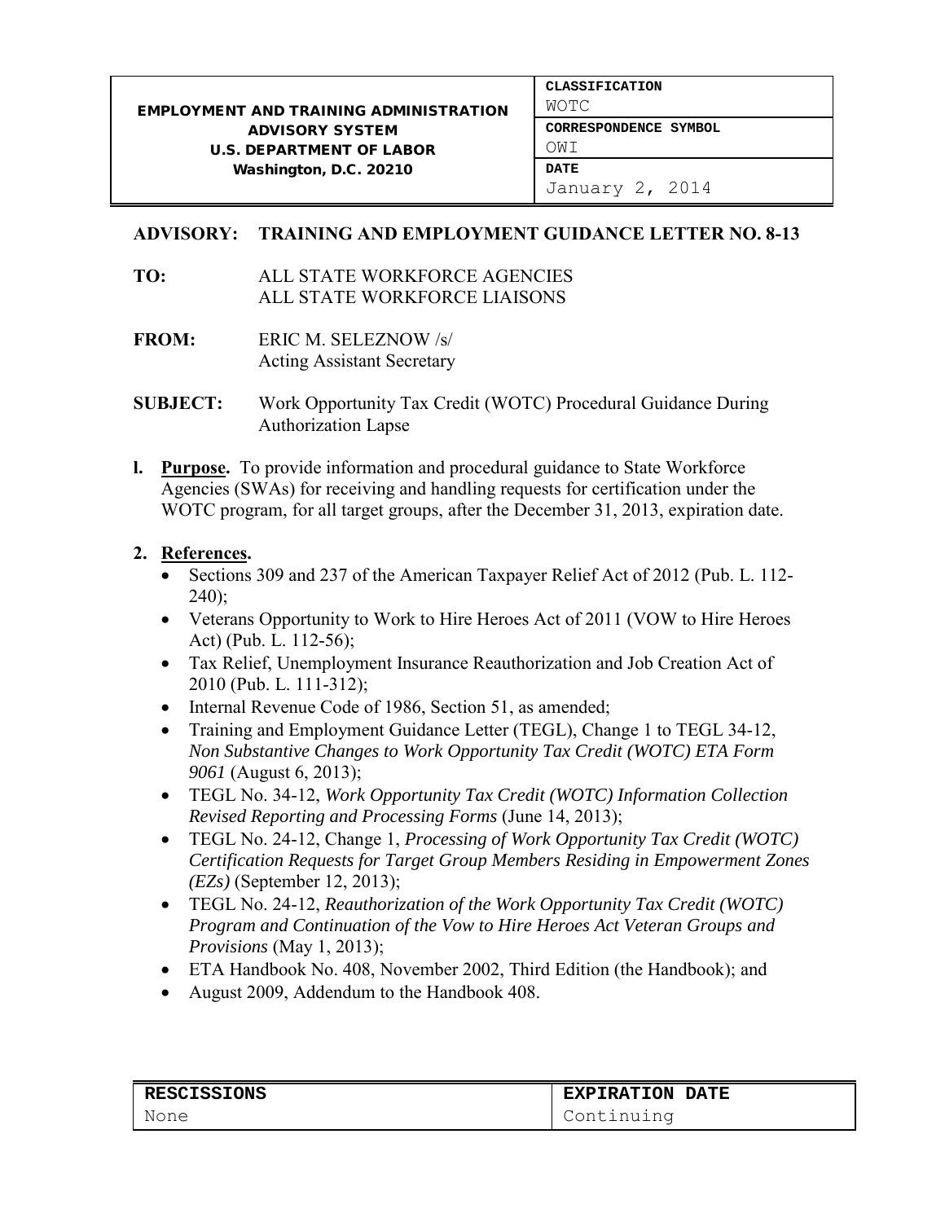| EMPLOYMENT AND TRAINING ADMINISTRATION ADVISORY SYSTEM U.S. DEPARTMENT OF LABOR Washington, D.C. 20210 | CLASSIFICATION |
| --- | --- |
| | WOTC |
| | CORRESPONDENCE SYMBOL |
| | OWI |
| | DATE |
| | January 2, 2014 |

**ADVISORY:** **TRAINING AND EMPLOYMENT GUIDANCE LETTER NO. 8-13**

**TO:** ALL STATE WORKFORCE AGENCIES
ALL STATE WORKFORCE LIAISONS

**FROM:** ERIC M. SELEZNOW /s/
Acting Assistant Secretary

**SUBJECT:** Work Opportunity Tax Credit (WOTC) Procedural Guidance During Authorization Lapse

**l. Purpose.** To provide information and procedural guidance to State Workforce Agencies (SWAs) for receiving and handling requests for certification under the WOTC program, for all target groups, after the December 31, 2013, expiration date.

**2. References.**

- Sections 309 and 237 of the American Taxpayer Relief Act of 2012 (Pub. L. 112-240);
- Veterans Opportunity to Work to Hire Heroes Act of 2011 (VOW to Hire Heroes Act) (Pub. L. 112-56);
- Tax Relief, Unemployment Insurance Reauthorization and Job Creation Act of 2010 (Pub. L. 111-312);
- Internal Revenue Code of 1986, Section 51, as amended;
- Training and Employment Guidance Letter (TEGL), Change 1 to TEGL 34-12, *Non Substantive Changes to Work Opportunity Tax Credit (WOTC) ETA Form 9061* (August 6, 2013);
- TEGL No. 34-12, *Work Opportunity Tax Credit (WOTC) Information Collection Revised Reporting and Processing Forms* (June 14, 2013);
- TEGL No. 24-12, Change 1, *Processing of Work Opportunity Tax Credit (WOTC) Certification Requests for Target Group Members Residing in Empowerment Zones (EZs)* (September 12, 2013);
- TEGL No. 24-12, *Reauthorization of the Work Opportunity Tax Credit (WOTC) Program and Continuation of the Vow to Hire Heroes Act Veteran Groups and Provisions* (May 1, 2013);
- ETA Handbook No. 408, November 2002, Third Edition (the Handbook); and
- August 2009, Addendum to the Handbook 408.

| RESCISSIONS | EXPIRATION DATE |
| --- | --- |
| None | Continuing |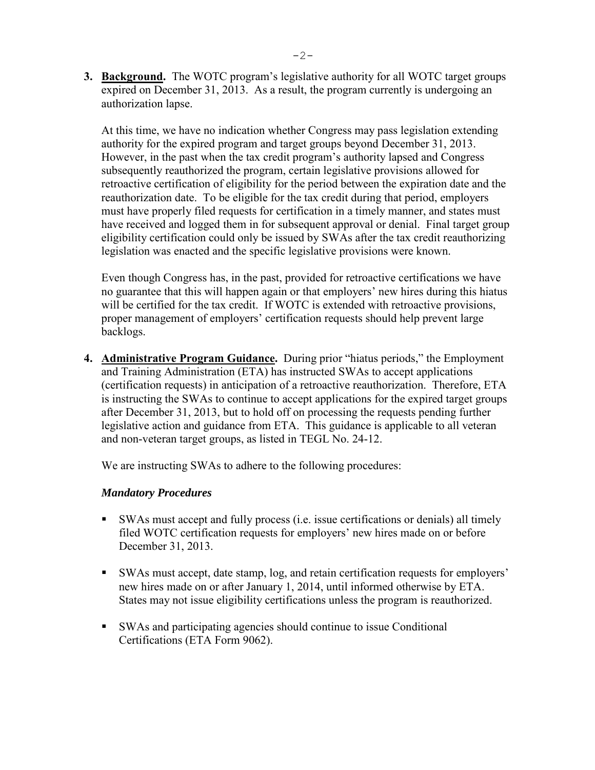3. **Background.** The WOTC program's legislative authority for all WOTC target groups expired on December 31, 2013. As a result, the program currently is undergoing an authorization lapse.

   At this time, we have no indication whether Congress may pass legislation extending authority for the expired program and target groups beyond December 31, 2013. However, in the past when the tax credit program's authority lapsed and Congress subsequently reauthorized the program, certain legislative provisions allowed for retroactive certification of eligibility for the period between the expiration date and the reauthorization date. To be eligible for the tax credit during that period, employers must have properly filed requests for certification in a timely manner, and states must have received and logged them in for subsequent approval or denial. Final target group eligibility certification could only be issued by SWAs after the tax credit reauthorizing legislation was enacted and the specific legislative provisions were known.

   Even though Congress has, in the past, provided for retroactive certifications we have no guarantee that this will happen again or that employers' new hires during this hiatus will be certified for the tax credit. If WOTC is extended with retroactive provisions, proper management of employers' certification requests should help prevent large backlogs.

4. **Administrative Program Guidance.** During prior "hiatus periods," the Employment and Training Administration (ETA) has instructed SWAs to accept applications (certification requests) in anticipation of a retroactive reauthorization. Therefore, ETA is instructing the SWAs to continue to accept applications for the expired target groups after December 31, 2013, but to hold off on processing the requests pending further legislative action and guidance from ETA. This guidance is applicable to all veteran and non-veteran target groups, as listed in TEGL No. 24-12.

   We are instructing SWAs to adhere to the following procedures:

   ***Mandatory Procedures***

   - SWAs must accept and fully process (i.e. issue certifications or denials) all timely filed WOTC certification requests for employers' new hires made on or before December 31, 2013.

   - SWAs must accept, date stamp, log, and retain certification requests for employers' new hires made on or after January 1, 2014, until informed otherwise by ETA. States may not issue eligibility certifications unless the program is reauthorized.

   - SWAs and participating agencies should continue to issue Conditional Certifications (ETA Form 9062).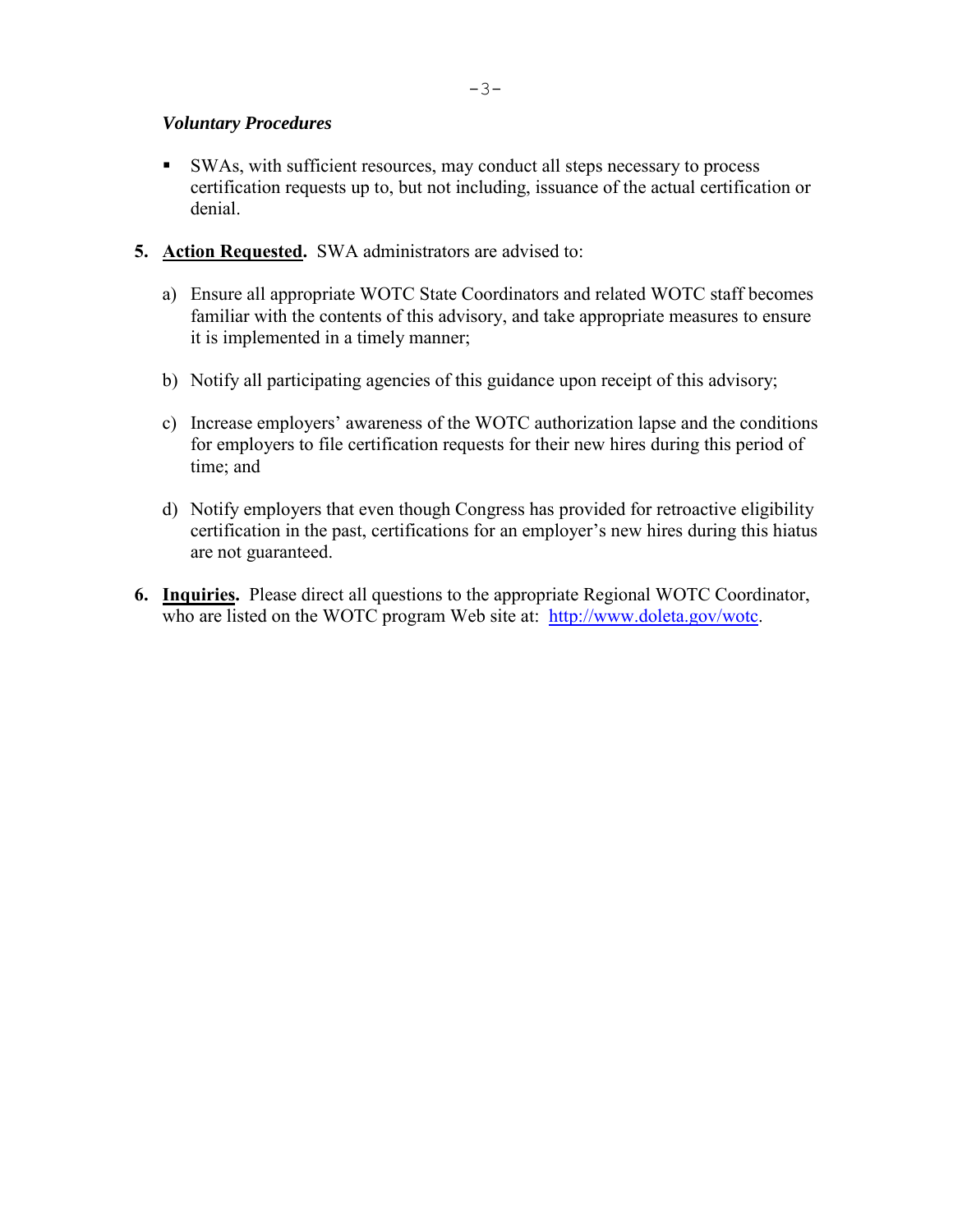***Voluntary Procedures***

- SWAs, with sufficient resources, may conduct all steps necessary to process certification requests up to, but not including, issuance of the actual certification or denial.

**5. Action Requested.** SWA administrators are advised to:

a) Ensure all appropriate WOTC State Coordinators and related WOTC staff becomes familiar with the contents of this advisory, and take appropriate measures to ensure it is implemented in a timely manner;

b) Notify all participating agencies of this guidance upon receipt of this advisory;

c) Increase employers' awareness of the WOTC authorization lapse and the conditions for employers to file certification requests for their new hires during this period of time; and

d) Notify employers that even though Congress has provided for retroactive eligibility certification in the past, certifications for an employer's new hires during this hiatus are not guaranteed.

**6. Inquiries.** Please direct all questions to the appropriate Regional WOTC Coordinator, who are listed on the WOTC program Web site at: http://www.doleta.gov/wotc.